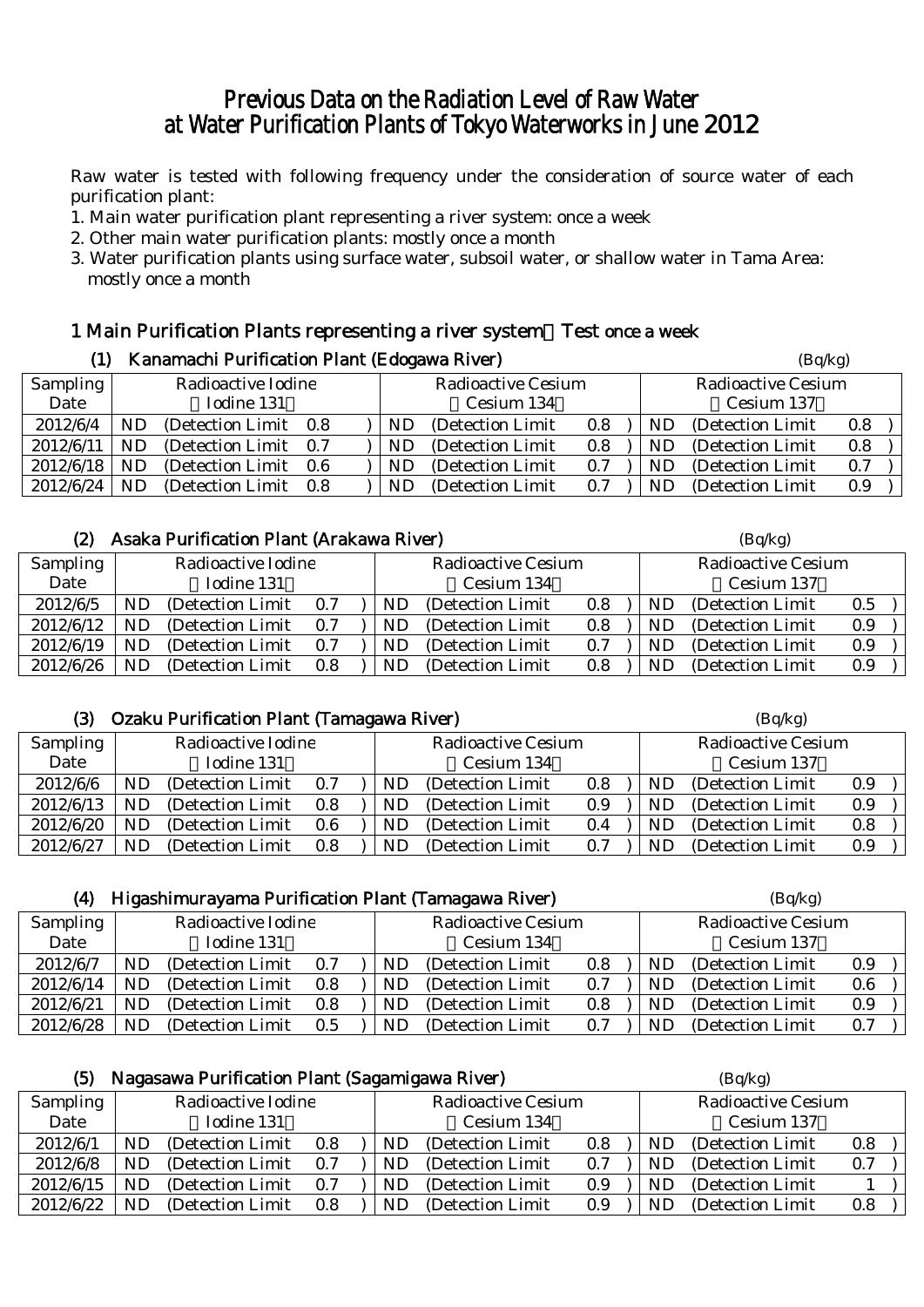# Previous Data on the Radiation Level of Raw Water at Water Purification Plants of Tokyo Waterworks in June 2012

Raw water is tested with following frequency under the consideration of source water of each purification plant:

1. Main water purification plant representing a river system: once a week
2. Other main water purification plants: mostly once a month
3. Water purification plants using surface water, subsoil water, or shallow water in Tama Area: mostly once a month

## 1 Main Purification Plants representing a river system：Test once a week

### (1) Kanamachi Purification Plant (Edogawa River)

(Bq/kg)

| Sampling Date | Radioactive Iodine （Iodine 131） | Radioactive Cesium （Cesium 134） | Radioactive Cesium （Cesium 137） |
|---|---|---|---|
| 2012/6/4 | ND (Detection Limit 0.8 ) | ND (Detection Limit 0.8 ) | ND (Detection Limit 0.8 ) |
| 2012/6/11 | ND (Detection Limit 0.7 ) | ND (Detection Limit 0.8 ) | ND (Detection Limit 0.8 ) |
| 2012/6/18 | ND (Detection Limit 0.6 ) | ND (Detection Limit 0.7 ) | ND (Detection Limit 0.7 ) |
| 2012/6/24 | ND (Detection Limit 0.8 ) | ND (Detection Limit 0.7 ) | ND (Detection Limit 0.9 ) |

### (2) Asaka Purification Plant (Arakawa River)

(Bq/kg)

| Sampling Date | Radioactive Iodine （Iodine 131） | Radioactive Cesium （Cesium 134） | Radioactive Cesium （Cesium 137） |
|---|---|---|---|
| 2012/6/5 | ND (Detection Limit 0.7 ) | ND (Detection Limit 0.8 ) | ND (Detection Limit 0.5 ) |
| 2012/6/12 | ND (Detection Limit 0.7 ) | ND (Detection Limit 0.8 ) | ND (Detection Limit 0.9 ) |
| 2012/6/19 | ND (Detection Limit 0.7 ) | ND (Detection Limit 0.7 ) | ND (Detection Limit 0.9 ) |
| 2012/6/26 | ND (Detection Limit 0.8 ) | ND (Detection Limit 0.8 ) | ND (Detection Limit 0.9 ) |

### (3) Ozaku Purification Plant (Tamagawa River)

(Bq/kg)

| Sampling Date | Radioactive Iodine （Iodine 131） | Radioactive Cesium （Cesium 134） | Radioactive Cesium （Cesium 137） |
|---|---|---|---|
| 2012/6/6 | ND (Detection Limit 0.7 ) | ND (Detection Limit 0.8 ) | ND (Detection Limit 0.9 ) |
| 2012/6/13 | ND (Detection Limit 0.8 ) | ND (Detection Limit 0.9 ) | ND (Detection Limit 0.9 ) |
| 2012/6/20 | ND (Detection Limit 0.6 ) | ND (Detection Limit 0.4 ) | ND (Detection Limit 0.8 ) |
| 2012/6/27 | ND (Detection Limit 0.8 ) | ND (Detection Limit 0.7 ) | ND (Detection Limit 0.9 ) |

### (4) Higashimurayama Purification Plant (Tamagawa River)

(Bq/kg)

| Sampling Date | Radioactive Iodine （Iodine 131） | Radioactive Cesium （Cesium 134） | Radioactive Cesium （Cesium 137） |
|---|---|---|---|
| 2012/6/7 | ND (Detection Limit 0.7 ) | ND (Detection Limit 0.8 ) | ND (Detection Limit 0.9 ) |
| 2012/6/14 | ND (Detection Limit 0.8 ) | ND (Detection Limit 0.7 ) | ND (Detection Limit 0.6 ) |
| 2012/6/21 | ND (Detection Limit 0.8 ) | ND (Detection Limit 0.8 ) | ND (Detection Limit 0.9 ) |
| 2012/6/28 | ND (Detection Limit 0.5 ) | ND (Detection Limit 0.7 ) | ND (Detection Limit 0.7 ) |

### (5) Nagasawa Purification Plant (Sagamigawa River)

(Bq/kg)

| Sampling Date | Radioactive Iodine （Iodine 131） | Radioactive Cesium （Cesium 134） | Radioactive Cesium （Cesium 137） |
|---|---|---|---|
| 2012/6/1 | ND (Detection Limit 0.8 ) | ND (Detection Limit 0.8 ) | ND (Detection Limit 0.8 ) |
| 2012/6/8 | ND (Detection Limit 0.7 ) | ND (Detection Limit 0.7 ) | ND (Detection Limit 0.7 ) |
| 2012/6/15 | ND (Detection Limit 0.7 ) | ND (Detection Limit 0.9 ) | ND (Detection Limit 1 ) |
| 2012/6/22 | ND (Detection Limit 0.8 ) | ND (Detection Limit 0.9 ) | ND (Detection Limit 0.8 ) |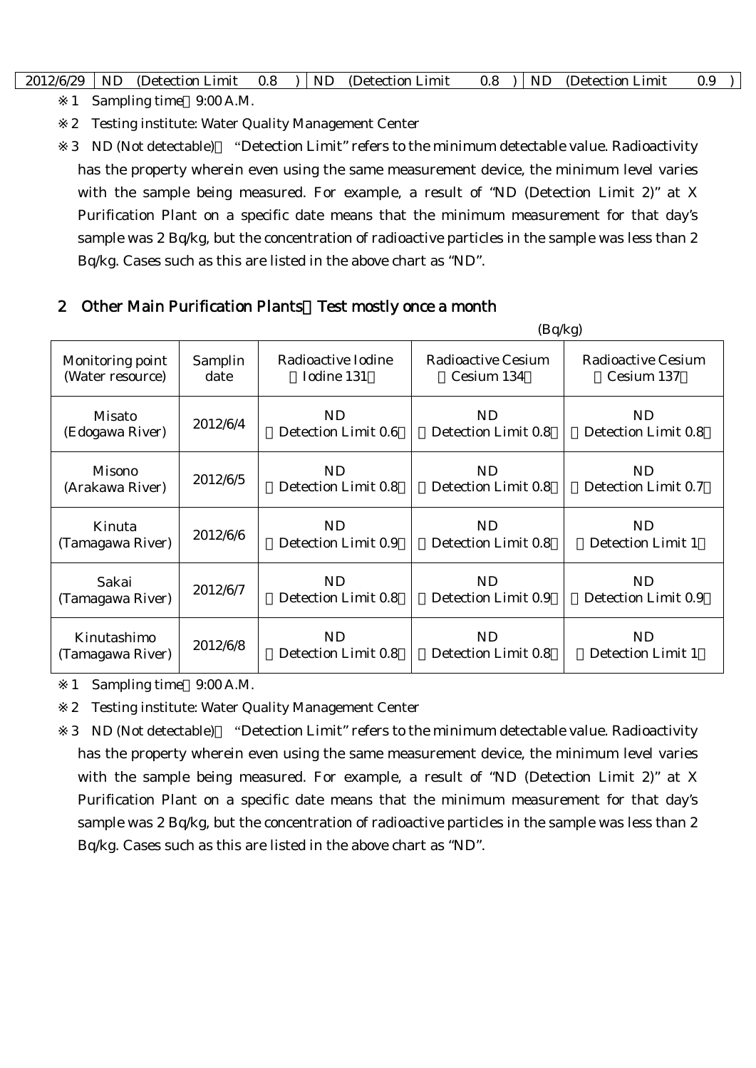| 2012/6/29 | ND (Detection Limit 0.8 ) | ND (Detection Limit 0.8 ) | ND (Detection Limit 0.9 ) |
|---|---|---|---|

※1 Sampling time 9:00 A.M.

※2 Testing institute: Water Quality Management Center

※3 ND (Not detectable) "Detection Limit" refers to the minimum detectable value. Radioactivity has the property wherein even using the same measurement device, the minimum level varies with the sample being measured. For example, a result of "ND (Detection Limit 2)" at X Purification Plant on a specific date means that the minimum measurement for that day's sample was 2 Bq/kg, but the concentration of radioactive particles in the sample was less than 2 Bq/kg. Cases such as this are listed in the above chart as "ND".

## 2 Other Main Purification Plants Test mostly once a month

(Bq/kg)

| Monitoring point (Water resource) | Samplin date | Radioactive Iodine Iodine 131 | Radioactive Cesium Cesium 134 | Radioactive Cesium Cesium 137 |
|---|---|---|---|---|
| Misato (Edogawa River) | 2012/6/4 | ND Detection Limit 0.6 | ND Detection Limit 0.8 | ND Detection Limit 0.8 |
| Misono (Arakawa River) | 2012/6/5 | ND Detection Limit 0.8 | ND Detection Limit 0.8 | ND Detection Limit 0.7 |
| Kinuta (Tamagawa River) | 2012/6/6 | ND Detection Limit 0.9 | ND Detection Limit 0.8 | ND Detection Limit 1 |
| Sakai (Tamagawa River) | 2012/6/7 | ND Detection Limit 0.8 | ND Detection Limit 0.9 | ND Detection Limit 0.9 |
| Kinutashimo (Tamagawa River) | 2012/6/8 | ND Detection Limit 0.8 | ND Detection Limit 0.8 | ND Detection Limit 1 |

※1 Sampling time 9:00 A.M.

※2 Testing institute: Water Quality Management Center

※3 ND (Not detectable) "Detection Limit" refers to the minimum detectable value. Radioactivity has the property wherein even using the same measurement device, the minimum level varies with the sample being measured. For example, a result of "ND (Detection Limit 2)" at X Purification Plant on a specific date means that the minimum measurement for that day's sample was 2 Bq/kg, but the concentration of radioactive particles in the sample was less than 2 Bq/kg. Cases such as this are listed in the above chart as "ND".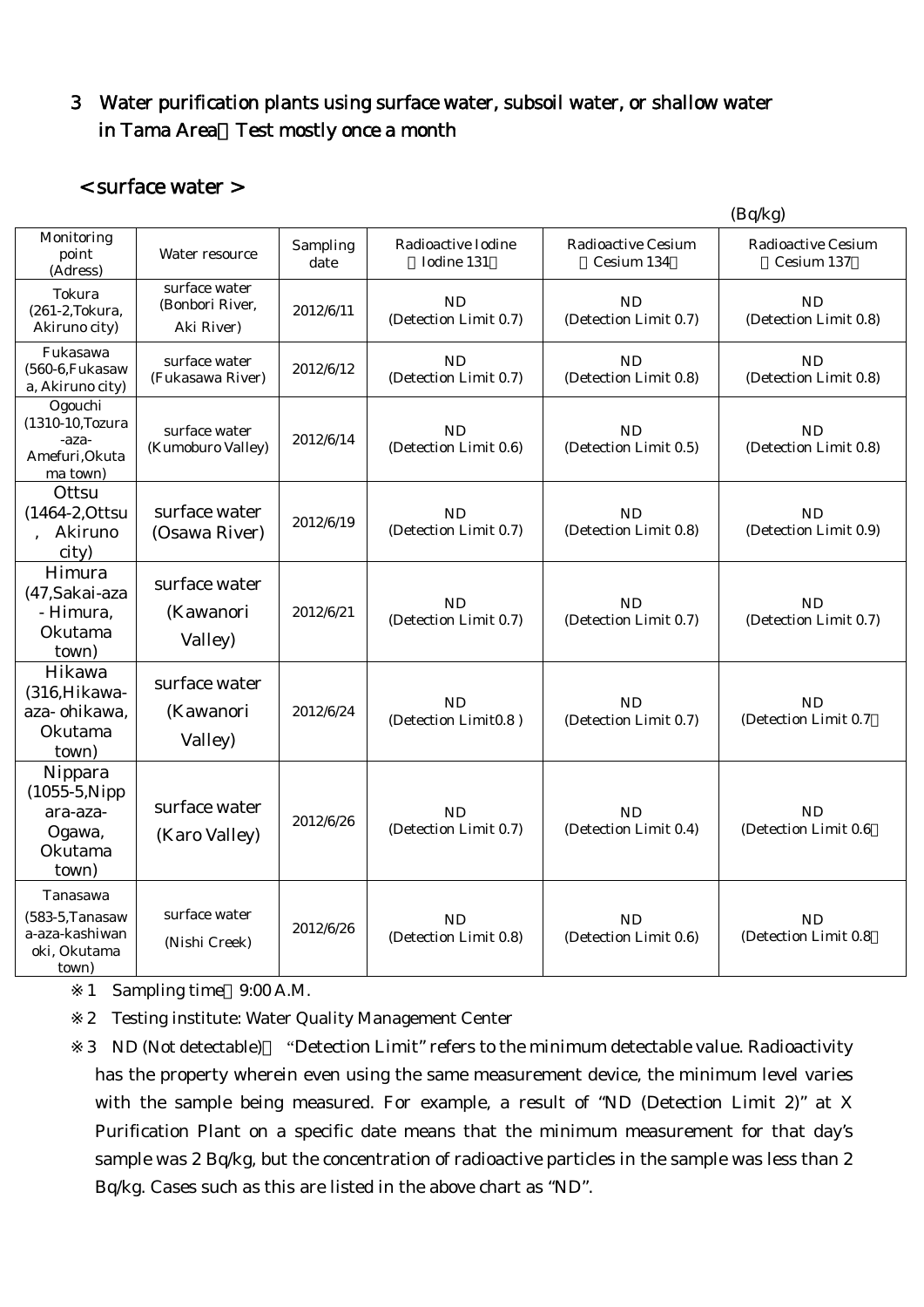## 3 Water purification plants using surface water, subsoil water, or shallow water in Tama Area：Test mostly once a month

### < surface water >

(Bq/kg)

| Monitoring point (Adress) | Water resource | Sampling date | Radioactive Iodine （Iodine 131） | Radioactive Cesium （Cesium 134） | Radioactive Cesium （Cesium 137） |
|---|---|---|---|---|---|
| Tokura (261-2,Tokura, Akiruno city) | surface water (Bonbori River, Aki River) | 2012/6/11 | ND (Detection Limit 0.7) | ND (Detection Limit 0.7) | ND (Detection Limit 0.8) |
| Fukasawa (560-6,Fukasawa, Akiruno city) | surface water (Fukasawa River) | 2012/6/12 | ND (Detection Limit 0.7) | ND (Detection Limit 0.8) | ND (Detection Limit 0.8) |
| Ogouchi (1310-10,Tozura -aza- Amefuri,Okutama town) | surface water (Kumoburo Valley) | 2012/6/14 | ND (Detection Limit 0.6) | ND (Detection Limit 0.5) | ND (Detection Limit 0.8) |
| Ottsu (1464-2,Ottsu , Akiruno city) | surface water (Osawa River) | 2012/6/19 | ND (Detection Limit 0.7) | ND (Detection Limit 0.8) | ND (Detection Limit 0.9) |
| Himura (47,Sakai-aza - Himura, Okutama town) | surface water (Kawanori Valley) | 2012/6/21 | ND (Detection Limit 0.7) | ND (Detection Limit 0.7) | ND (Detection Limit 0.7) |
| Hikawa (316,Hikawa-aza- ohikawa, Okutama town) | surface water (Kawanori Valley) | 2012/6/24 | ND (Detection Limit0.8 ) | ND (Detection Limit 0.7) | ND (Detection Limit 0.7） |
| Nippara (1055-5,Nippara-aza- Ogawa, Okutama town) | surface water (Karo Valley) | 2012/6/26 | ND (Detection Limit 0.7) | ND (Detection Limit 0.4) | ND (Detection Limit 0.6） |
| Tanasawa (583-5,Tanasawa-aza-kashiwanoki, Okutama town) | surface water (Nishi Creek) | 2012/6/26 | ND (Detection Limit 0.8) | ND (Detection Limit 0.6) | ND (Detection Limit 0.8） |

※1 Sampling time：9:00 A.M.

※2 Testing institute: Water Quality Management Center

※3 ND (Not detectable)： "Detection Limit" refers to the minimum detectable value. Radioactivity has the property wherein even using the same measurement device, the minimum level varies with the sample being measured. For example, a result of "ND (Detection Limit 2)" at X Purification Plant on a specific date means that the minimum measurement for that day's sample was 2 Bq/kg, but the concentration of radioactive particles in the sample was less than 2 Bq/kg. Cases such as this are listed in the above chart as "ND".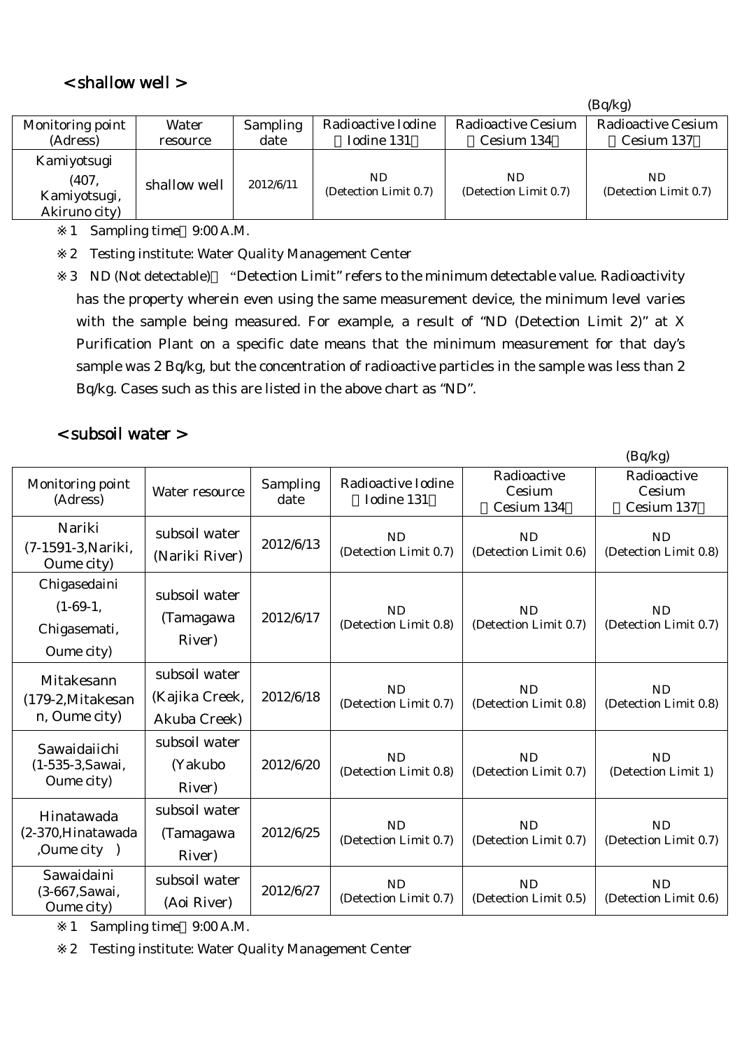## < shallow well >

(Bq/kg)

| Monitoring point (Adress) | Water resource | Sampling date | Radioactive Iodine （Iodine 131） | Radioactive Cesium （Cesium 134） | Radioactive Cesium （Cesium 137） |
|---|---|---|---|---|---|
| Kamiyotsugi (407, Kamiyotsugi, Akiruno city) | shallow well | 2012/6/11 | ND (Detection Limit 0.7) | ND (Detection Limit 0.7) | ND (Detection Limit 0.7) |

※1　Sampling time：9:00 A.M.

※2　Testing institute: Water Quality Management Center

※3　ND (Not detectable)：“Detection Limit” refers to the minimum detectable value. Radioactivity has the property wherein even using the same measurement device, the minimum level varies with the sample being measured. For example, a result of “ND (Detection Limit 2)” at X Purification Plant on a specific date means that the minimum measurement for that day’s sample was 2 Bq/kg, but the concentration of radioactive particles in the sample was less than 2 Bq/kg. Cases such as this are listed in the above chart as “ND”.

## < subsoil water >

(Bq/kg)

| Monitoring point (Adress) | Water resource | Sampling date | Radioactive Iodine （Iodine 131） | Radioactive Cesium （Cesium 134） | Radioactive Cesium （Cesium 137） |
|---|---|---|---|---|---|
| Nariki (7-1591-3,Nariki, Oume city) | subsoil water (Nariki River) | 2012/6/13 | ND (Detection Limit 0.7) | ND (Detection Limit 0.6) | ND (Detection Limit 0.8) |
| Chigasedaini (1-69-1, Chigasemati, Oume city) | subsoil water (Tamagawa River) | 2012/6/17 | ND (Detection Limit 0.8) | ND (Detection Limit 0.7) | ND (Detection Limit 0.7) |
| Mitakesann (179-2,Mitakesan n, Oume city) | subsoil water (Kajika Creek, Akuba Creek) | 2012/6/18 | ND (Detection Limit 0.7) | ND (Detection Limit 0.8) | ND (Detection Limit 0.8) |
| Sawaidaiichi (1-535-3,Sawai, Oume city) | subsoil water (Yakubo River) | 2012/6/20 | ND (Detection Limit 0.8) | ND (Detection Limit 0.7) | ND (Detection Limit 1) |
| Hinatawada (2-370,Hinatawada ,Oume city　) | subsoil water (Tamagawa River) | 2012/6/25 | ND (Detection Limit 0.7) | ND (Detection Limit 0.7) | ND (Detection Limit 0.7) |
| Sawaidaini (3-667,Sawai, Oume city) | subsoil water (Aoi River) | 2012/6/27 | ND (Detection Limit 0.7) | ND (Detection Limit 0.5) | ND (Detection Limit 0.6) |

※1　Sampling time：9:00 A.M.

※2　Testing institute: Water Quality Management Center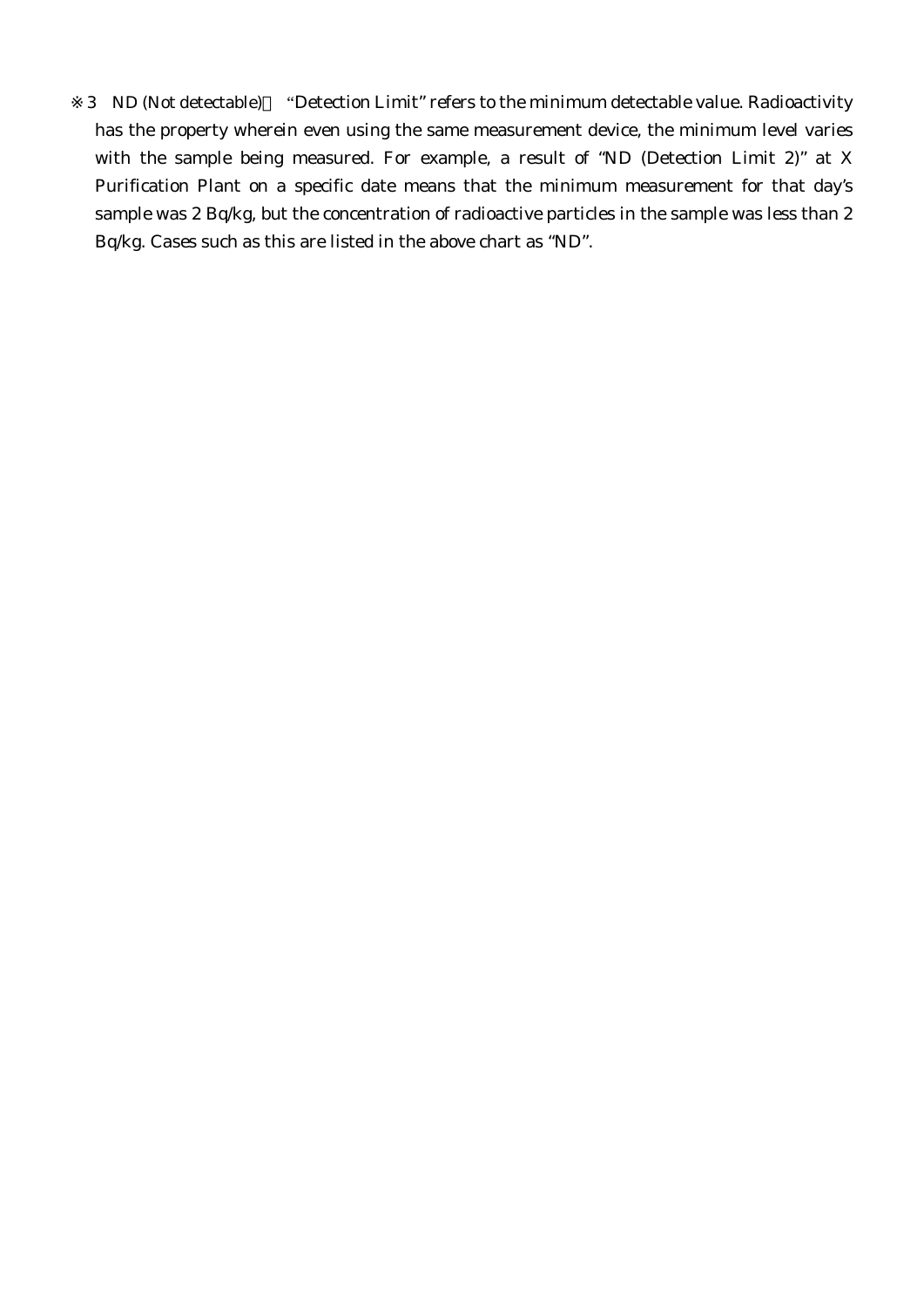※3　ND (Not detectable)：“Detection Limit” refers to the minimum detectable value. Radioactivity has the property wherein even using the same measurement device, the minimum level varies with the sample being measured. For example, a result of “ND (Detection Limit 2)” at X Purification Plant on a specific date means that the minimum measurement for that day’s sample was 2 Bq/kg, but the concentration of radioactive particles in the sample was less than 2 Bq/kg. Cases such as this are listed in the above chart as “ND”.